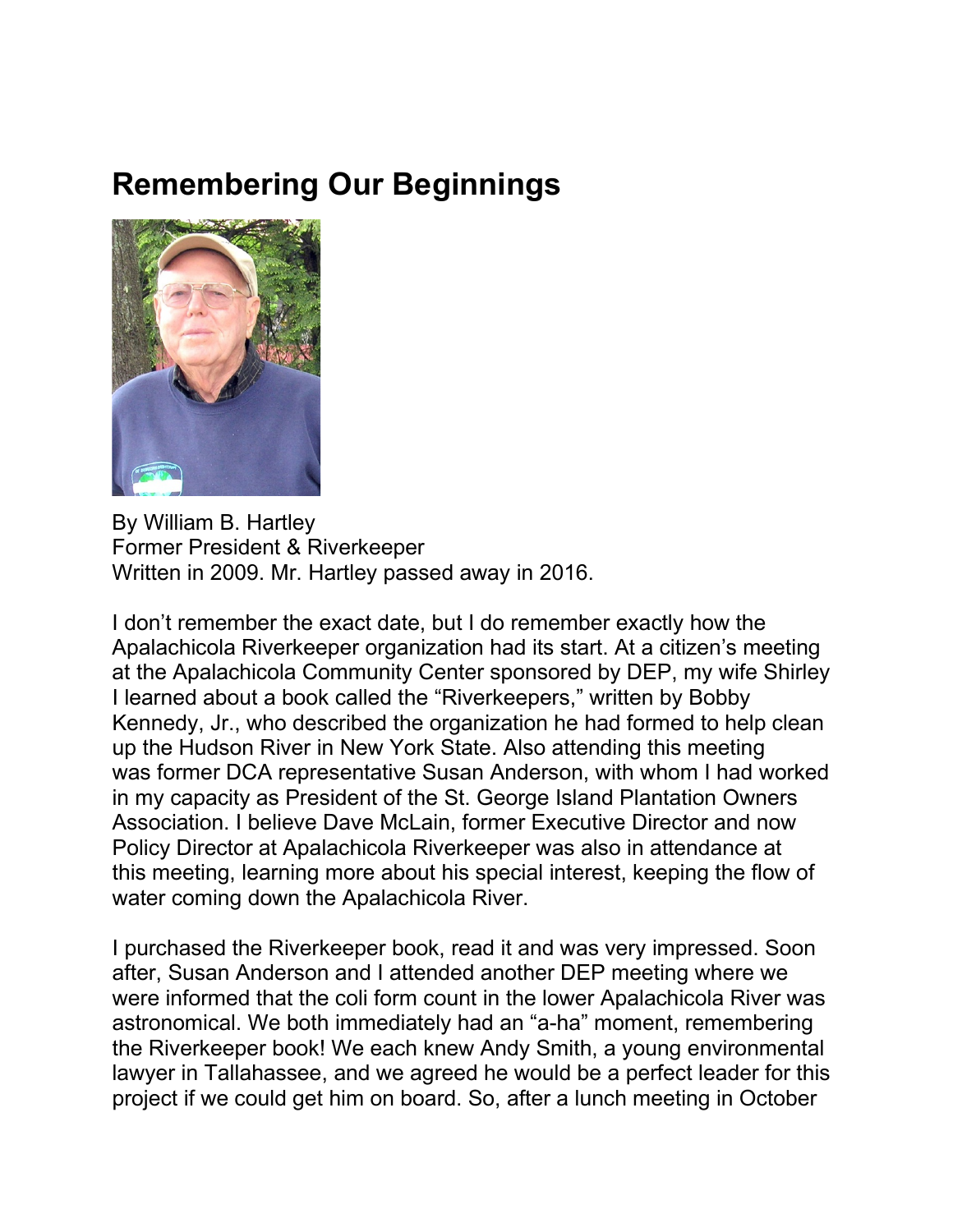# Remembering Our Beginnings

By William B. Hartley
Former President & Riverkeeper
Written in 2009. Mr. Hartley passed away in 2016.

I don't remember the exact date, but I do remember exactly how the Apalachicola Riverkeeper organization had its start. At a citizen's meeting at the Apalachicola Community Center sponsored by DEP, my wife Shirley I learned about a book called the "Riverkeepers," written by Bobby Kennedy, Jr., who described the organization he had formed to help clean up the Hudson River in New York State. Also attending this meeting was former DCA representative Susan Anderson, with whom I had worked in my capacity as President of the St. George Island Plantation Owners Association. I believe Dave McLain, former Executive Director and now Policy Director at Apalachicola Riverkeeper was also in attendance at this meeting, learning more about his special interest, keeping the flow of water coming down the Apalachicola River.

I purchased the Riverkeeper book, read it and was very impressed. Soon after, Susan Anderson and I attended another DEP meeting where we were informed that the coli form count in the lower Apalachicola River was astronomical. We both immediately had an "a-ha" moment, remembering the Riverkeeper book! We each knew Andy Smith, a young environmental lawyer in Tallahassee, and we agreed he would be a perfect leader for this project if we could get him on board. So, after a lunch meeting in October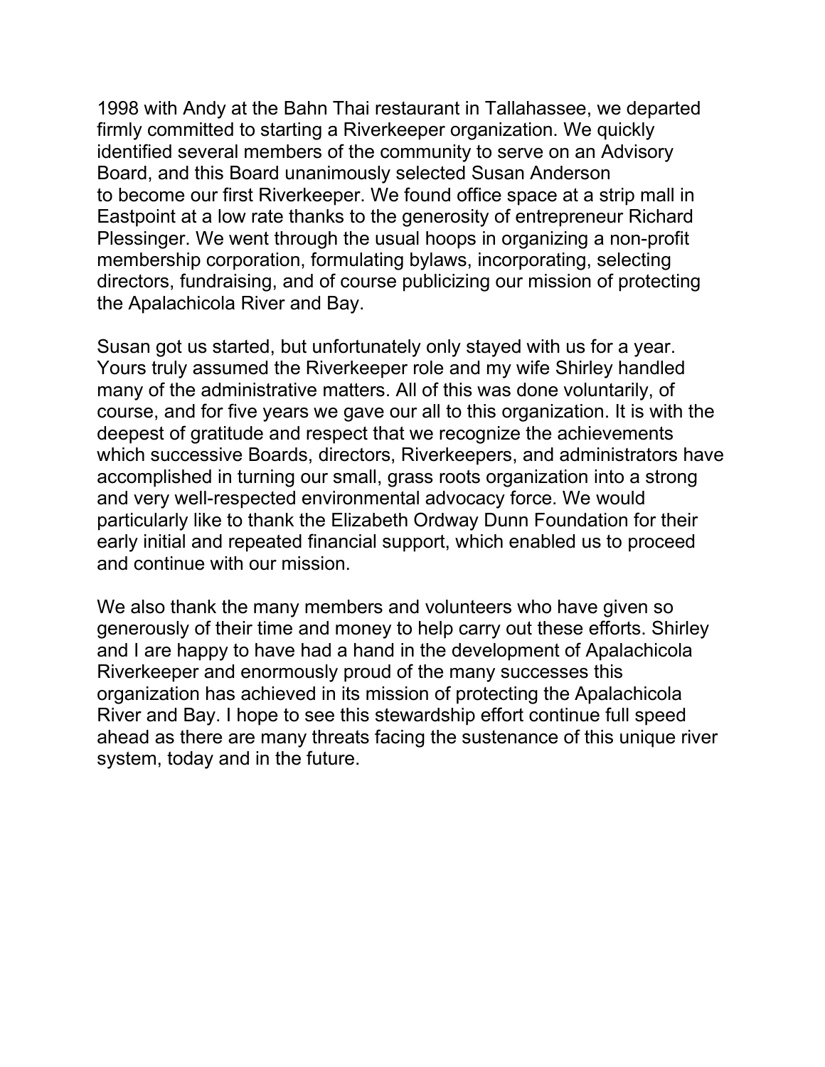1998 with Andy at the Bahn Thai restaurant in Tallahassee, we departed firmly committed to starting a Riverkeeper organization. We quickly identified several members of the community to serve on an Advisory Board, and this Board unanimously selected Susan Anderson to become our first Riverkeeper. We found office space at a strip mall in Eastpoint at a low rate thanks to the generosity of entrepreneur Richard Plessinger. We went through the usual hoops in organizing a non-profit membership corporation, formulating bylaws, incorporating, selecting directors, fundraising, and of course publicizing our mission of protecting the Apalachicola River and Bay.

Susan got us started, but unfortunately only stayed with us for a year. Yours truly assumed the Riverkeeper role and my wife Shirley handled many of the administrative matters. All of this was done voluntarily, of course, and for five years we gave our all to this organization. It is with the deepest of gratitude and respect that we recognize the achievements which successive Boards, directors, Riverkeepers, and administrators have accomplished in turning our small, grass roots organization into a strong and very well-respected environmental advocacy force. We would particularly like to thank the Elizabeth Ordway Dunn Foundation for their early initial and repeated financial support, which enabled us to proceed and continue with our mission.

We also thank the many members and volunteers who have given so generously of their time and money to help carry out these efforts. Shirley and I are happy to have had a hand in the development of Apalachicola Riverkeeper and enormously proud of the many successes this organization has achieved in its mission of protecting the Apalachicola River and Bay. I hope to see this stewardship effort continue full speed ahead as there are many threats facing the sustenance of this unique river system, today and in the future.